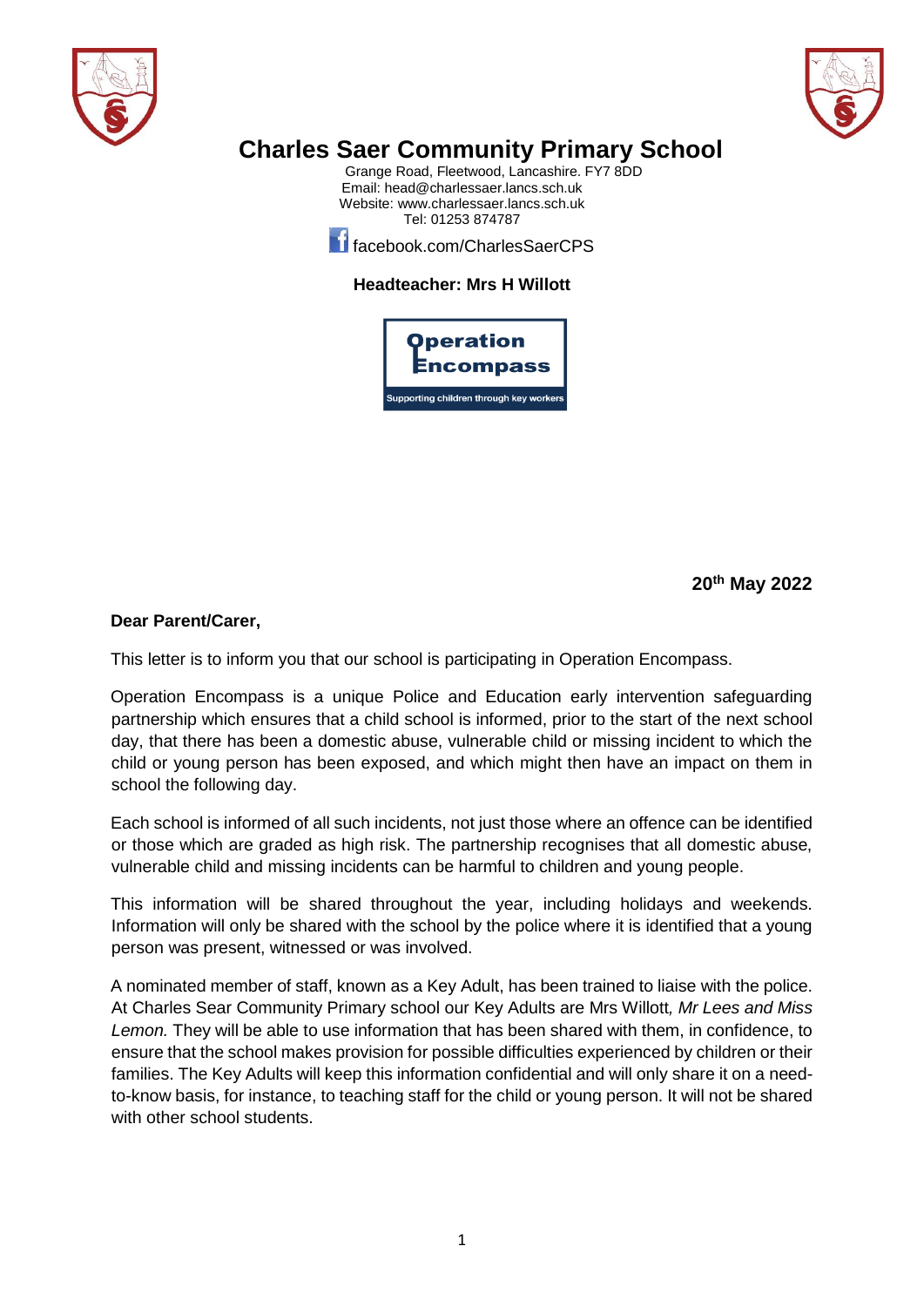# Charles Saer Community Primary School

Grange Road, Fleetwood, Lancashire. FY7 8DD
Email: head@charlessaer.lancs.sch.uk
Website: www.charlessaer.lancs.sch.uk
Tel: 01253 874787

facebook.com/CharlesSaerCPS

**Headteacher: Mrs H Willott**

Operation Encompass
Supporting children through key workers

**20th May 2022**

**Dear Parent/Carer,**

This letter is to inform you that our school is participating in Operation Encompass.

Operation Encompass is a unique Police and Education early intervention safeguarding partnership which ensures that a child school is informed, prior to the start of the next school day, that there has been a domestic abuse, vulnerable child or missing incident to which the child or young person has been exposed, and which might then have an impact on them in school the following day.

Each school is informed of all such incidents, not just those where an offence can be identified or those which are graded as high risk. The partnership recognises that all domestic abuse, vulnerable child and missing incidents can be harmful to children and young people.

This information will be shared throughout the year, including holidays and weekends. Information will only be shared with the school by the police where it is identified that a young person was present, witnessed or was involved.

A nominated member of staff, known as a Key Adult, has been trained to liaise with the police. At Charles Sear Community Primary school our Key Adults are Mrs Willott*, Mr Lees and Miss Lemon.* They will be able to use information that has been shared with them, in confidence, to ensure that the school makes provision for possible difficulties experienced by children or their families. The Key Adults will keep this information confidential and will only share it on a need-to-know basis, for instance, to teaching staff for the child or young person. It will not be shared with other school students.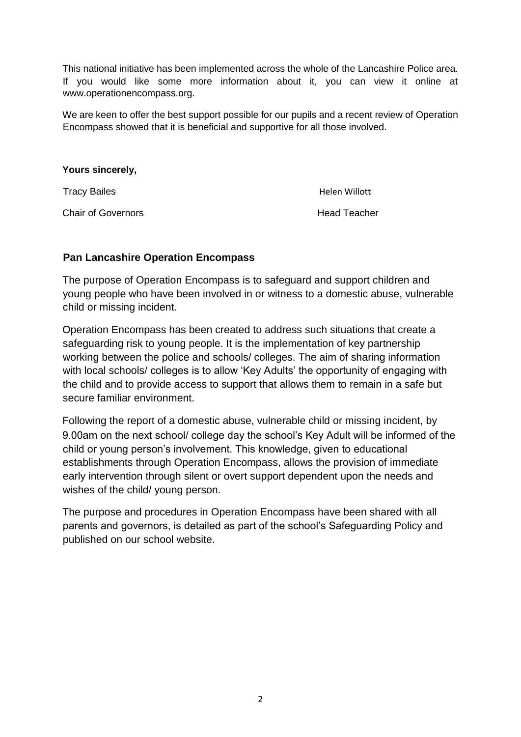This national initiative has been implemented across the whole of the Lancashire Police area. If you would like some more information about it, you can view it online at www.operationencompass.org.

We are keen to offer the best support possible for our pupils and a recent review of Operation Encompass showed that it is beneficial and supportive for all those involved.

**Yours sincerely,**

| | |
|---|---|
| Tracy Bailes | Helen Willott |
| Chair of Governors | Head Teacher |

## Pan Lancashire Operation Encompass

The purpose of Operation Encompass is to safeguard and support children and young people who have been involved in or witness to a domestic abuse, vulnerable child or missing incident.

Operation Encompass has been created to address such situations that create a safeguarding risk to young people. It is the implementation of key partnership working between the police and schools/ colleges. The aim of sharing information with local schools/ colleges is to allow 'Key Adults' the opportunity of engaging with the child and to provide access to support that allows them to remain in a safe but secure familiar environment.

Following the report of a domestic abuse, vulnerable child or missing incident, by 9.00am on the next school/ college day the school's Key Adult will be informed of the child or young person's involvement. This knowledge, given to educational establishments through Operation Encompass, allows the provision of immediate early intervention through silent or overt support dependent upon the needs and wishes of the child/ young person.

The purpose and procedures in Operation Encompass have been shared with all parents and governors, is detailed as part of the school's Safeguarding Policy and published on our school website.